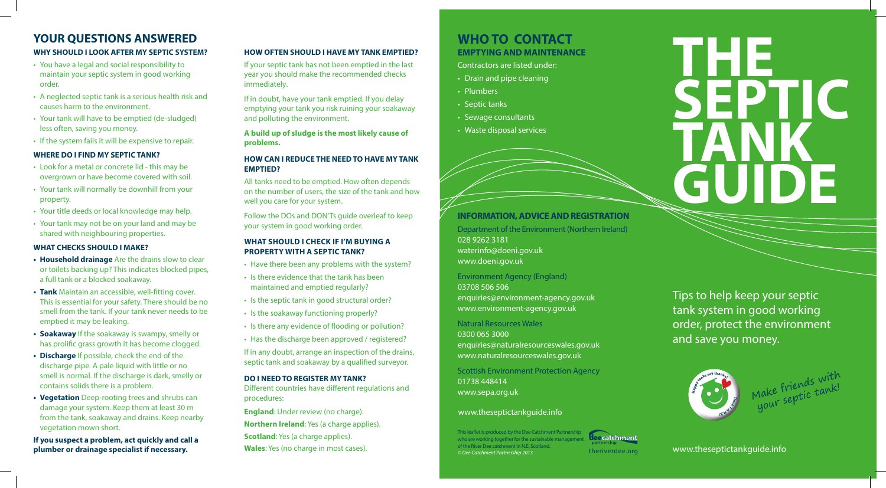## YOUR QUESTIONS ANSWERED

### WHY SHOULD I LOOK AFTER MY SEPTIC SYSTEM?

- You have a legal and social responsibility to maintain your septic system in good working order.
- A neglected septic tank is a serious health risk and causes harm to the environment.
- Your tank will have to be emptied (de-sludged) less often, saving you money.
- If the system fails it will be expensive to repair.

### WHERE DO I FIND MY SEPTIC TANK?

- Look for a metal or concrete lid - this may be overgrown or have become covered with soil.
- Your tank will normally be downhill from your property.
- Your title deeds or local knowledge may help.
- Your tank may not be on your land and may be shared with neighbouring properties.

### WHAT CHECKS SHOULD I MAKE?

- **Household drainage** Are the drains slow to clear or toilets backing up? This indicates blocked pipes, a full tank or a blocked soakaway.
- **Tank** Maintain an accessible, well-fitting cover. This is essential for your safety. There should be no smell from the tank. If your tank never needs to be emptied it may be leaking.
- **Soakaway** If the soakaway is swampy, smelly or has prolific grass growth it has become clogged.
- **Discharge** If possible, check the end of the discharge pipe. A pale liquid with little or no smell is normal. If the discharge is dark, smelly or contains solids there is a problem.
- **Vegetation** Deep-rooting trees and shrubs can damage your system. Keep them at least 30 m from the tank, soakaway and drains. Keep nearby vegetation mown short.

**If you suspect a problem, act quickly and call a plumber or drainage specialist if necessary.**

### HOW OFTEN SHOULD I HAVE MY TANK EMPTIED?

If your septic tank has not been emptied in the last year you should make the recommended checks immediately.

If in doubt, have your tank emptied. If you delay emptying your tank you risk ruining your soakaway and polluting the environment.

**A build up of sludge is the most likely cause of problems.**

### HOW CAN I REDUCE THE NEED TO HAVE MY TANK EMPTIED?

All tanks need to be emptied. How often depends on the number of users, the size of the tank and how well you care for your system.

Follow the DOs and DON'Ts guide overleaf to keep your system in good working order.

### WHAT SHOULD I CHECK IF I'M BUYING A PROPERTY WITH A SEPTIC TANK?

- Have there been any problems with the system?
- Is there evidence that the tank has been maintained and emptied regularly?
- Is the septic tank in good structural order?
- Is the soakaway functioning properly?
- Is there any evidence of flooding or pollution?
- Has the discharge been approved / registered?

If in any doubt, arrange an inspection of the drains, septic tank and soakaway by a qualified surveyor.

### DO I NEED TO REGISTER MY TANK?

Different countries have different regulations and procedures:

**England**: Under review (no charge).

**Northern Ireland**: Yes (a charge applies).

**Scotland**: Yes (a charge applies).

**Wales**: Yes (no charge in most cases).

## WHO TO CONTACT

### EMPTYING AND MAINTENANCE

Contractors are listed under:

- Drain and pipe cleaning
- Plumbers
- Septic tanks
- Sewage consultants
- Waste disposal services

### INFORMATION, ADVICE AND REGISTRATION

Department of the Environment (Northern Ireland)
028 9262 3181
waterinfo@doeni.gov.uk
www.doeni.gov.uk

Environment Agency (England)
03708 506 506
enquiries@environment-agency.gov.uk
www.environment-agency.gov.uk

Natural Resources Wales
0300 065 3000
enquiries@naturalresourceswales.gov.uk
www.naturalresourceswales.gov.uk

Scottish Environment Protection Agency
01738 448414
www.sepa.org.uk

www.thesepticktankguide.info

This leaflet is produced by the Dee Catchment Partnership who are working together for the sustainable management of the River Dee catchment in N.E. Scotland.
*© Dee Catchment Partnership 2013*

dee catchment partnership
theriverdee.org

# THE SEPTIC TANK GUIDE

Tips to help keep your septic tank system in good working order, protect the environment and save you money.

Happy tanks say thanks! Make friends with your septic tank!

www.theseptictankguide.info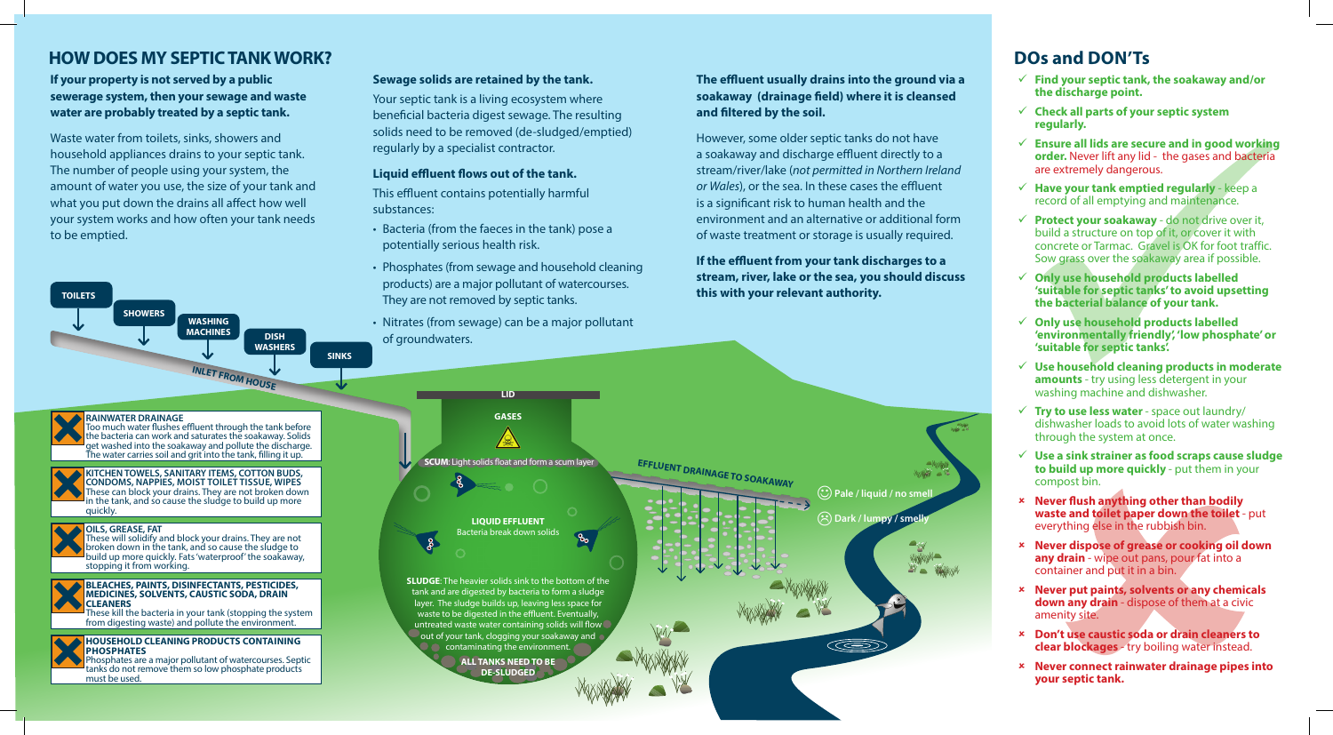## HOW DOES MY SEPTIC TANK WORK?

**If your property is not served by a public sewerage system, then your sewage and waste water are probably treated by a septic tank.**

Waste water from toilets, sinks, showers and household appliances drains to your septic tank. The number of people using your system, the amount of water you use, the size of your tank and what you put down the drains all affect how well your system works and how often your tank needs to be emptied.

**Sewage solids are retained by the tank.**

Your septic tank is a living ecosystem where beneficial bacteria digest sewage. The resulting solids need to be removed (de-sludged/emptied) regularly by a specialist contractor.

**Liquid effluent flows out of the tank.**

This effluent contains potentially harmful substances:

- Bacteria (from the faeces in the tank) pose a potentially serious health risk.
- Phosphates (from sewage and household cleaning products) are a major pollutant of watercourses. They are not removed by septic tanks.
- Nitrates (from sewage) can be a major pollutant of groundwaters.

**The effluent usually drains into the ground via a soakaway (drainage field) where it is cleansed and filtered by the soil.**

However, some older septic tanks do not have a soakaway and discharge effluent directly to a stream/river/lake (*not permitted in Northern Ireland or Wales*), or the sea. In these cases the effluent is a significant risk to human health and the environment and an alternative or additional form of waste treatment or storage is usually required.

**If the effluent from your tank discharges to a stream, river, lake or the sea, you should discuss this with your relevant authority.**

TOILETS
SHOWERS
WASHING MACHINES
DISH WASHERS
SINKS
INLET FROM HOUSE

LID
GASES
**SCUM**: Light solids float and form a scum layer
**LIQUID EFFLUENT**
Bacteria break down solids
**SLUDGE**: The heavier solids sink to the bottom of the tank and are digested by bacteria to form a sludge layer. The sludge builds up, leaving less space for waste to be digested in the effluent. Eventually, untreated waste water containing solids will flow out of your tank, clogging your soakaway and contaminating the environment.
**ALL TANKS NEED TO BE DE-SLUDGED**

EFFLUENT DRAINAGE TO SOAKAWAY
Pale / liquid / no smell
Dark / lumpy / smelly

**RAINWATER DRAINAGE**
Too much water flushes effluent through the tank before the bacteria can work and saturates the soakaway. Solids get washed into the soakaway and pollute the discharge. The water carries soil and grit into the tank, filling it up.

**KITCHEN TOWELS, SANITARY ITEMS, COTTON BUDS, CONDOMS, NAPPIES, MOIST TOILET TISSUE, WIPES**
These can block your drains. They are not broken down in the tank, and so cause the sludge to build up more quickly.

**OILS, GREASE, FAT**
These will solidify and block your drains. They are not broken down in the tank, and so cause the sludge to build up more quickly. Fats 'waterproof' the soakaway, stopping it from working.

**BLEACHES, PAINTS, DISINFECTANTS, PESTICIDES, MEDICINES, SOLVENTS, CAUSTIC SODA, DRAIN CLEANERS**
These kill the bacteria in your tank (stopping the system from digesting waste) and pollute the environment.

**HOUSEHOLD CLEANING PRODUCTS CONTAINING PHOSPHATES**
Phosphates are a major pollutant of watercourses. Septic tanks do not remove them so low phosphate products must be used.

## DOs and DON'Ts

- ✓ **Find your septic tank, the soakaway and/or the discharge point.**
- ✓ **Check all parts of your septic system regularly.**
- ✓ **Ensure all lids are secure and in good working order.** Never lift any lid - the gases and bacteria are extremely dangerous.
- ✓ **Have your tank emptied regularly** - keep a record of all emptying and maintenance.
- ✓ **Protect your soakaway** - do not drive over it, build a structure on top of it, or cover it with concrete or Tarmac. Gravel is OK for foot traffic. Sow grass over the soakaway area if possible.
- ✓ **Only use household products labelled 'suitable for septic tanks' to avoid upsetting the bacterial balance of your tank.**
- ✓ **Only use household products labelled 'environmentally friendly', 'low phosphate' or 'suitable for septic tanks'.**
- ✓ **Use household cleaning products in moderate amounts** - try using less detergent in your washing machine and dishwasher.
- ✓ **Try to use less water** - space out laundry/dishwasher loads to avoid lots of water washing through the system at once.
- ✓ **Use a sink strainer as food scraps cause sludge to build up more quickly** - put them in your compost bin.
- × **Never flush anything other than bodily waste and toilet paper down the toilet** - put everything else in the rubbish bin.
- × **Never dispose of grease or cooking oil down any drain** - wipe out pans, pour fat into a container and put it in a bin.
- × **Never put paints, solvents or any chemicals down any drain** - dispose of them at a civic amenity site.
- × **Don't use caustic soda or drain cleaners to clear blockages** - try boiling water instead.
- × **Never connect rainwater drainage pipes into your septic tank.**